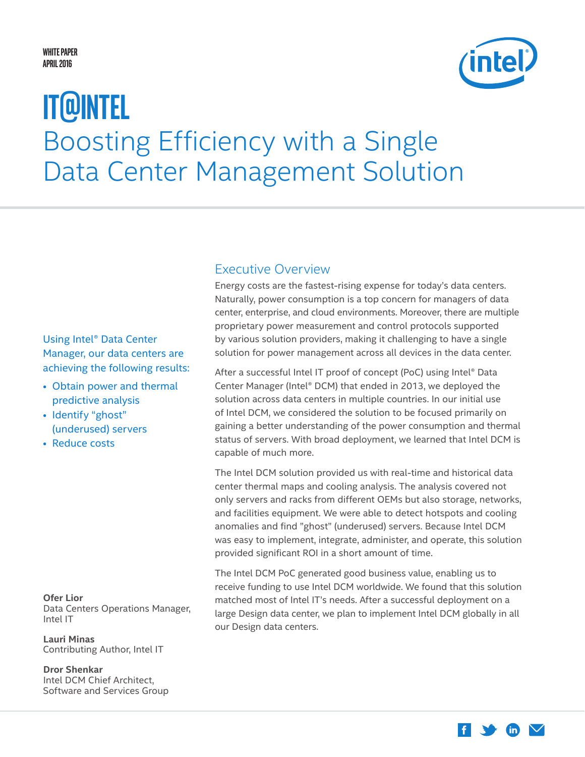WHITE PAPER
APRIL 2016

# IT@INTEL
# Boosting Efficiency with a Single Data Center Management Solution

Using Intel® Data Center Manager, our data centers are achieving the following results:

- Obtain power and thermal predictive analysis
- Identify "ghost" (underused) servers
- Reduce costs

**Ofer Lior**
Data Centers Operations Manager, Intel IT

**Lauri Minas**
Contributing Author, Intel IT

**Dror Shenkar**
Intel DCM Chief Architect, Software and Services Group

## Executive Overview

Energy costs are the fastest-rising expense for today's data centers. Naturally, power consumption is a top concern for managers of data center, enterprise, and cloud environments. Moreover, there are multiple proprietary power measurement and control protocols supported by various solution providers, making it challenging to have a single solution for power management across all devices in the data center.

After a successful Intel IT proof of concept (PoC) using Intel® Data Center Manager (Intel® DCM) that ended in 2013, we deployed the solution across data centers in multiple countries. In our initial use of Intel DCM, we considered the solution to be focused primarily on gaining a better understanding of the power consumption and thermal status of servers. With broad deployment, we learned that Intel DCM is capable of much more.

The Intel DCM solution provided us with real-time and historical data center thermal maps and cooling analysis. The analysis covered not only servers and racks from different OEMs but also storage, networks, and facilities equipment. We were able to detect hotspots and cooling anomalies and find "ghost" (underused) servers. Because Intel DCM was easy to implement, integrate, administer, and operate, this solution provided significant ROI in a short amount of time.

The Intel DCM PoC generated good business value, enabling us to receive funding to use Intel DCM worldwide. We found that this solution matched most of Intel IT's needs. After a successful deployment on a large Design data center, we plan to implement Intel DCM globally in all our Design data centers.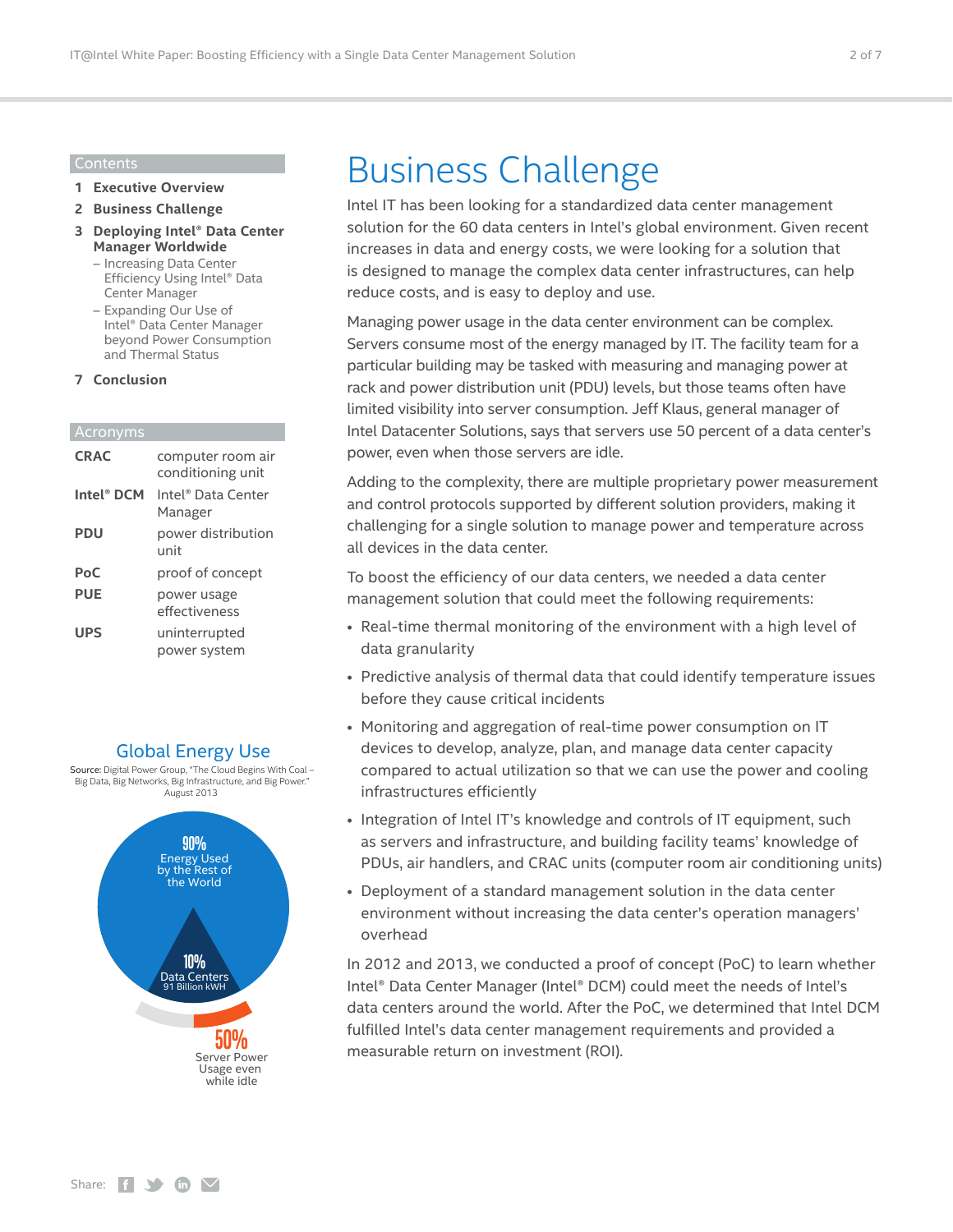## Contents

1 **Executive Overview**

2 **Business Challenge**

3 **Deploying Intel® Data Center Manager Worldwide**
- Increasing Data Center Efficiency Using Intel® Data Center Manager
- Expanding Our Use of Intel® Data Center Manager beyond Power Consumption and Thermal Status

7 **Conclusion**

## Acronyms

| | |
|---|---|
| **CRAC** | computer room air conditioning unit |
| **Intel® DCM** | Intel® Data Center Manager |
| **PDU** | power distribution unit |
| **PoC** | proof of concept |
| **PUE** | power usage effectiveness |
| **UPS** | uninterrupted power system |

### Global Energy Use

**Source:** Digital Power Group, "The Cloud Begins With Coal – Big Data, Big Networks, Big Infrastructure, and Big Power." August 2013

90% Energy Used by the Rest of the World

10% Data Centers 91 Billion kWH

50% Server Power Usage even while idle

# Business Challenge

Intel IT has been looking for a standardized data center management solution for the 60 data centers in Intel's global environment. Given recent increases in data and energy costs, we were looking for a solution that is designed to manage the complex data center infrastructures, can help reduce costs, and is easy to deploy and use.

Managing power usage in the data center environment can be complex. Servers consume most of the energy managed by IT. The facility team for a particular building may be tasked with measuring and managing power at rack and power distribution unit (PDU) levels, but those teams often have limited visibility into server consumption. Jeff Klaus, general manager of Intel Datacenter Solutions, says that servers use 50 percent of a data center's power, even when those servers are idle.

Adding to the complexity, there are multiple proprietary power measurement and control protocols supported by different solution providers, making it challenging for a single solution to manage power and temperature across all devices in the data center.

To boost the efficiency of our data centers, we needed a data center management solution that could meet the following requirements:

- Real-time thermal monitoring of the environment with a high level of data granularity
- Predictive analysis of thermal data that could identify temperature issues before they cause critical incidents
- Monitoring and aggregation of real-time power consumption on IT devices to develop, analyze, plan, and manage data center capacity compared to actual utilization so that we can use the power and cooling infrastructures efficiently
- Integration of Intel IT's knowledge and controls of IT equipment, such as servers and infrastructure, and building facility teams' knowledge of PDUs, air handlers, and CRAC units (computer room air conditioning units)
- Deployment of a standard management solution in the data center environment without increasing the data center's operation managers' overhead

In 2012 and 2013, we conducted a proof of concept (PoC) to learn whether Intel® Data Center Manager (Intel® DCM) could meet the needs of Intel's data centers around the world. After the PoC, we determined that Intel DCM fulfilled Intel's data center management requirements and provided a measurable return on investment (ROI).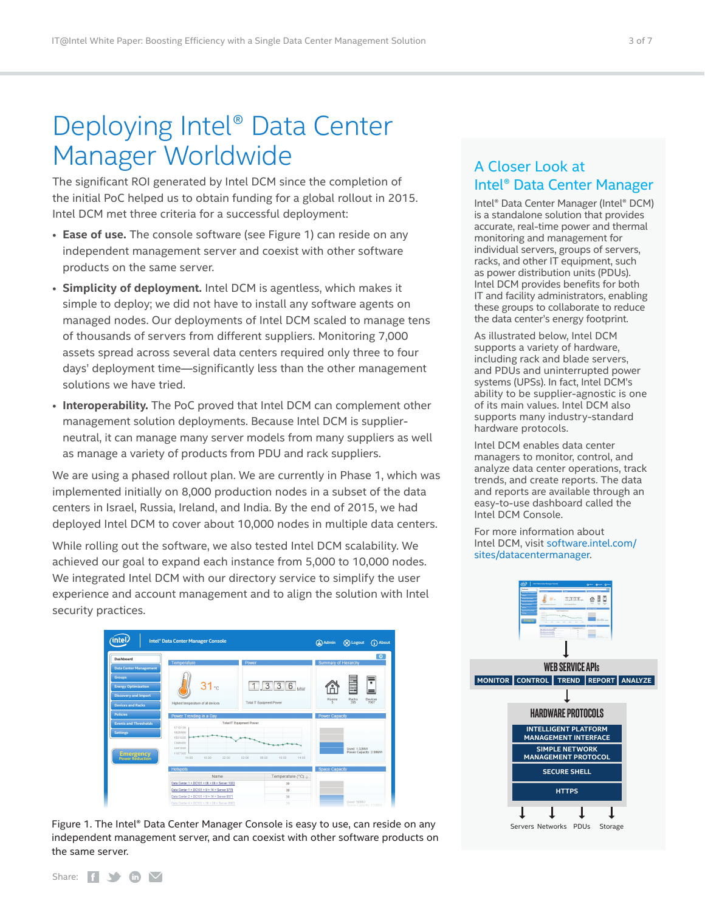# Deploying Intel® Data Center Manager Worldwide

The significant ROI generated by Intel DCM since the completion of the initial PoC helped us to obtain funding for a global rollout in 2015. Intel DCM met three criteria for a successful deployment:

- **Ease of use.** The console software (see Figure 1) can reside on any independent management server and coexist with other software products on the same server.
- **Simplicity of deployment.** Intel DCM is agentless, which makes it simple to deploy; we did not have to install any software agents on managed nodes. Our deployments of Intel DCM scaled to manage tens of thousands of servers from different suppliers. Monitoring 7,000 assets spread across several data centers required only three to four days' deployment time—significantly less than the other management solutions we have tried.
- **Interoperability.** The PoC proved that Intel DCM can complement other management solution deployments. Because Intel DCM is supplier-neutral, it can manage many server models from many suppliers as well as manage a variety of products from PDU and rack suppliers.

We are using a phased rollout plan. We are currently in Phase 1, which was implemented initially on 8,000 production nodes in a subset of the data centers in Israel, Russia, Ireland, and India. By the end of 2015, we had deployed Intel DCM to cover about 10,000 nodes in multiple data centers.

While rolling out the software, we also tested Intel DCM scalability. We achieved our goal to expand each instance from 5,000 to 10,000 nodes. We integrated Intel DCM with our directory service to simplify the user experience and account management and to align the solution with Intel security practices.

Figure 1. The Intel® Data Center Manager Console is easy to use, can reside on any independent management server, and can coexist with other software products on the same server.

## A Closer Look at Intel® Data Center Manager

Intel® Data Center Manager (Intel® DCM) is a standalone solution that provides accurate, real-time power and thermal monitoring and management for individual servers, groups of servers, racks, and other IT equipment, such as power distribution units (PDUs). Intel DCM provides benefits for both IT and facility administrators, enabling these groups to collaborate to reduce the data center's energy footprint.

As illustrated below, Intel DCM supports a variety of hardware, including rack and blade servers, and PDUs and uninterrupted power systems (UPSs). In fact, Intel DCM's ability to be supplier-agnostic is one of its main values. Intel DCM also supports many industry-standard hardware protocols.

Intel DCM enables data center managers to monitor, control, and analyze data center operations, track trends, and create reports. The data and reports are available through an easy-to-use dashboard called the Intel DCM Console.

For more information about Intel DCM, visit software.intel.com/sites/datacentermanager.

WEB SERVICE APIs: MONITOR | CONTROL | TREND | REPORT | ANALYZE

HARDWARE PROTOCOLS: INTELLIGENT PLATFORM MANAGEMENT INTERFACE | SIMPLE NETWORK MANAGEMENT PROTOCOL | SECURE SHELL | HTTPS

Servers | Networks | PDUs | Storage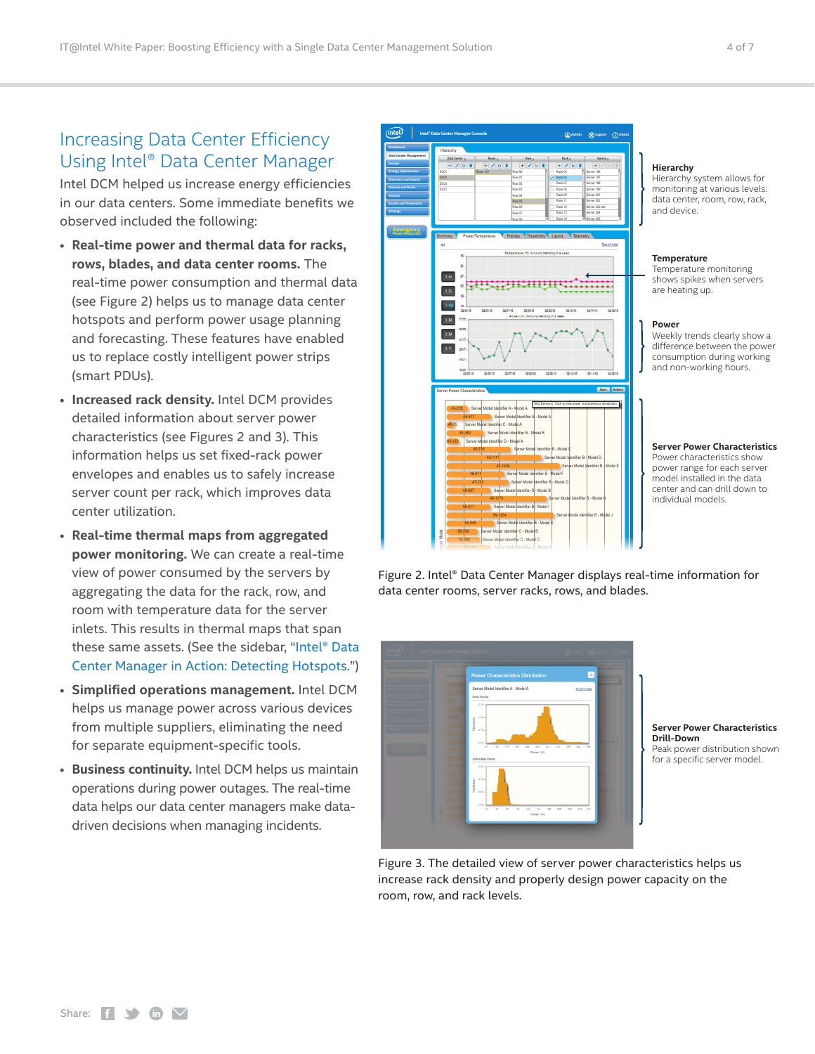## Increasing Data Center Efficiency Using Intel® Data Center Manager

Intel DCM helped us increase energy efficiencies in our data centers. Some immediate benefits we observed included the following:

- **Real-time power and thermal data for racks, rows, blades, and data center rooms.** The real-time power consumption and thermal data (see Figure 2) helps us to manage data center hotspots and perform power usage planning and forecasting. These features have enabled us to replace costly intelligent power strips (smart PDUs).
- **Increased rack density.** Intel DCM provides detailed information about server power characteristics (see Figures 2 and 3). This information helps us set fixed-rack power envelopes and enables us to safely increase server count per rack, which improves data center utilization.
- **Real-time thermal maps from aggregated power monitoring.** We can create a real-time view of power consumed by the servers by aggregating the data for the rack, row, and room with temperature data for the server inlets. This results in thermal maps that span these same assets. (See the sidebar, "Intel® Data Center Manager in Action: Detecting Hotspots.")
- **Simplified operations management.** Intel DCM helps us manage power across various devices from multiple suppliers, eliminating the need for separate equipment-specific tools.
- **Business continuity.** Intel DCM helps us maintain operations during power outages. The real-time data helps our data center managers make data-driven decisions when managing incidents.

**Hierarchy**
Hierarchy system allows for monitoring at various levels: data center, room, row, rack, and device.

**Temperature**
Temperature monitoring shows spikes when servers are heating up.

**Power**
Weekly trends clearly show a difference between the power consumption during working and non-working hours.

**Server Power Characteristics**
Power characteristics show power range for each server model installed in the data center and can drill down to individual models.

Figure 2. Intel® Data Center Manager displays real-time information for data center rooms, server racks, rows, and blades.

**Server Power Characteristics Drill-Down**
Peak power distribution shown for a specific server model.

Figure 3. The detailed view of server power characteristics helps us increase rack density and properly design power capacity on the room, row, and rack levels.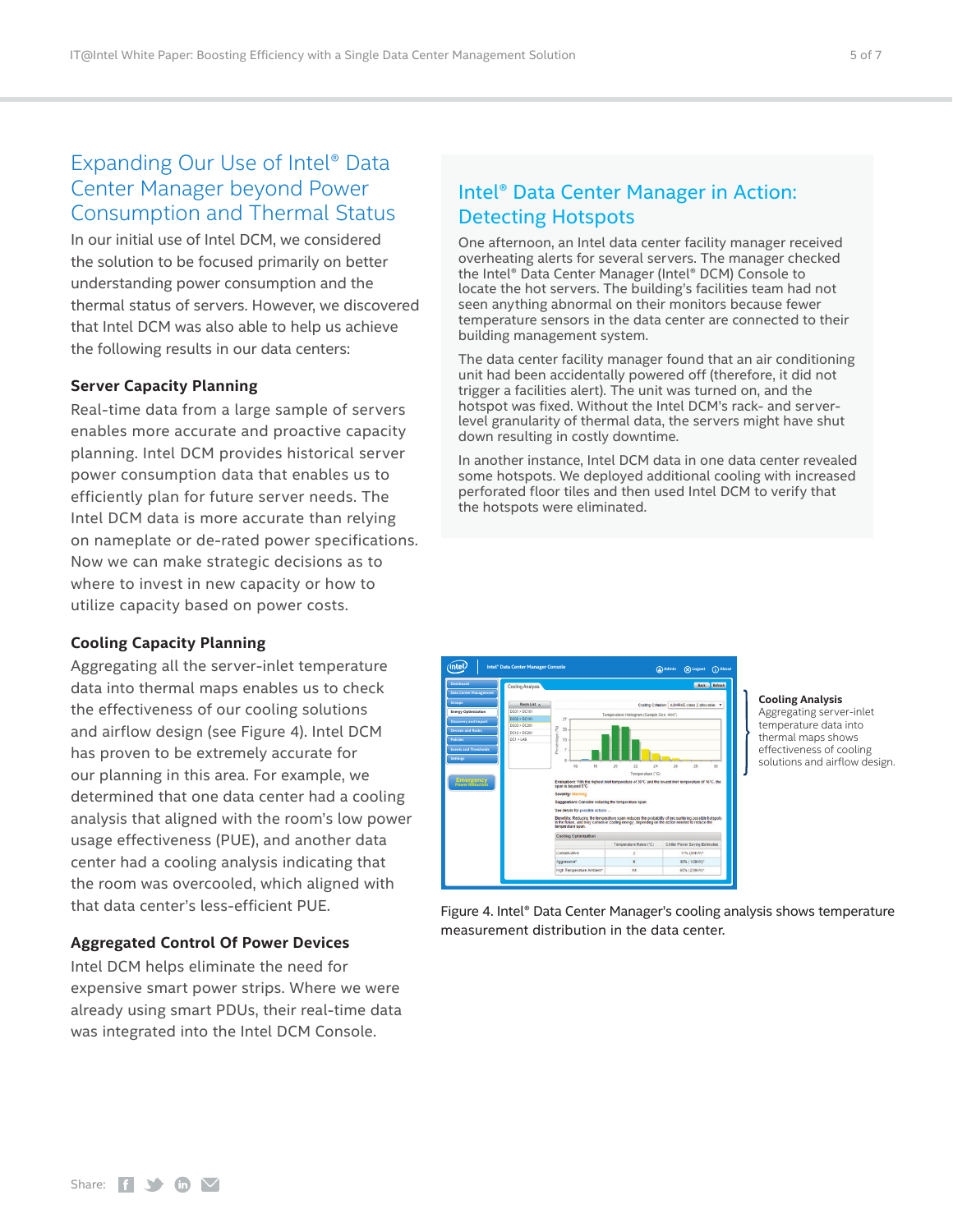## Expanding Our Use of Intel® Data Center Manager beyond Power Consumption and Thermal Status

In our initial use of Intel DCM, we considered the solution to be focused primarily on better understanding power consumption and the thermal status of servers. However, we discovered that Intel DCM was also able to help us achieve the following results in our data centers:

### Server Capacity Planning

Real-time data from a large sample of servers enables more accurate and proactive capacity planning. Intel DCM provides historical server power consumption data that enables us to efficiently plan for future server needs. The Intel DCM data is more accurate than relying on nameplate or de-rated power specifications. Now we can make strategic decisions as to where to invest in new capacity or how to utilize capacity based on power costs.

### Cooling Capacity Planning

Aggregating all the server-inlet temperature data into thermal maps enables us to check the effectiveness of our cooling solutions and airflow design (see Figure 4). Intel DCM has proven to be extremely accurate for our planning in this area. For example, we determined that one data center had a cooling analysis that aligned with the room's low power usage effectiveness (PUE), and another data center had a cooling analysis indicating that the room was overcooled, which aligned with that data center's less-efficient PUE.

### Aggregated Control Of Power Devices

Intel DCM helps eliminate the need for expensive smart power strips. Where we were already using smart PDUs, their real-time data was integrated into the Intel DCM Console.

## Intel® Data Center Manager in Action: Detecting Hotspots

One afternoon, an Intel data center facility manager received overheating alerts for several servers. The manager checked the Intel® Data Center Manager (Intel® DCM) Console to locate the hot servers. The building's facilities team had not seen anything abnormal on their monitors because fewer temperature sensors in the data center are connected to their building management system.

The data center facility manager found that an air conditioning unit had been accidentally powered off (therefore, it did not trigger a facilities alert). The unit was turned on, and the hotspot was fixed. Without the Intel DCM's rack- and server-level granularity of thermal data, the servers might have shut down resulting in costly downtime.

In another instance, Intel DCM data in one data center revealed some hotspots. We deployed additional cooling with increased perforated floor tiles and then used Intel DCM to verify that the hotspots were eliminated.

**Cooling Analysis**
Aggregating server-inlet temperature data into thermal maps shows effectiveness of cooling solutions and airflow design.

Figure 4. Intel® Data Center Manager's cooling analysis shows temperature measurement distribution in the data center.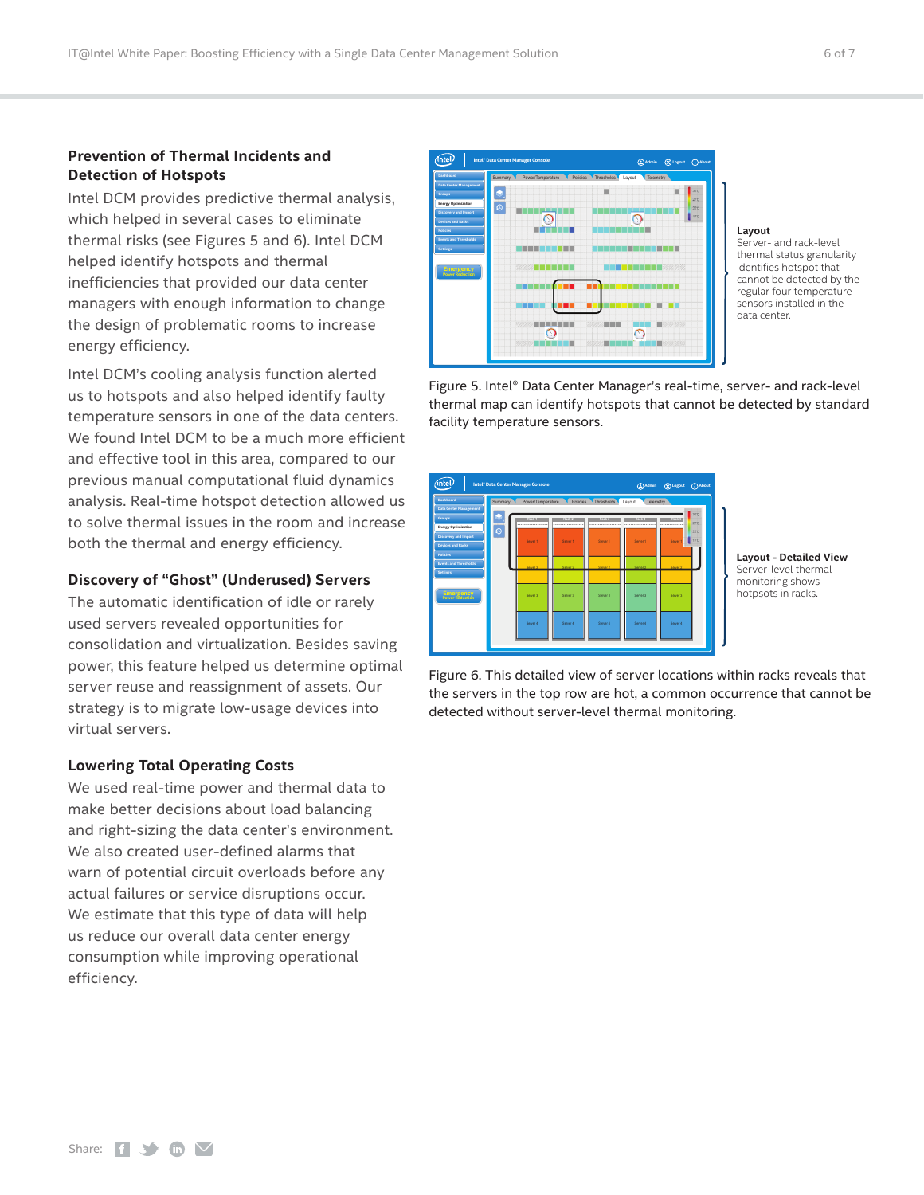### Prevention of Thermal Incidents and Detection of Hotspots

Intel DCM provides predictive thermal analysis, which helped in several cases to eliminate thermal risks (see Figures 5 and 6). Intel DCM helped identify hotspots and thermal inefficiencies that provided our data center managers with enough information to change the design of problematic rooms to increase energy efficiency.

Intel DCM's cooling analysis function alerted us to hotspots and also helped identify faulty temperature sensors in one of the data centers. We found Intel DCM to be a much more efficient and effective tool in this area, compared to our previous manual computational fluid dynamics analysis. Real-time hotspot detection allowed us to solve thermal issues in the room and increase both the thermal and energy efficiency.

### Discovery of "Ghost" (Underused) Servers

The automatic identification of idle or rarely used servers revealed opportunities for consolidation and virtualization. Besides saving power, this feature helped us determine optimal server reuse and reassignment of assets. Our strategy is to migrate low-usage devices into virtual servers.

### Lowering Total Operating Costs

We used real-time power and thermal data to make better decisions about load balancing and right-sizing the data center's environment. We also created user-defined alarms that warn of potential circuit overloads before any actual failures or service disruptions occur. We estimate that this type of data will help us reduce our overall data center energy consumption while improving operational efficiency.

**Layout**
Server- and rack-level thermal status granularity identifies hotspot that cannot be detected by the regular four temperature sensors installed in the data center.

Figure 5. Intel® Data Center Manager's real-time, server- and rack-level thermal map can identify hotspots that cannot be detected by standard facility temperature sensors.

**Layout - Detailed View**
Server-level thermal monitoring shows hotpsots in racks.

Figure 6. This detailed view of server locations within racks reveals that the servers in the top row are hot, a common occurrence that cannot be detected without server-level thermal monitoring.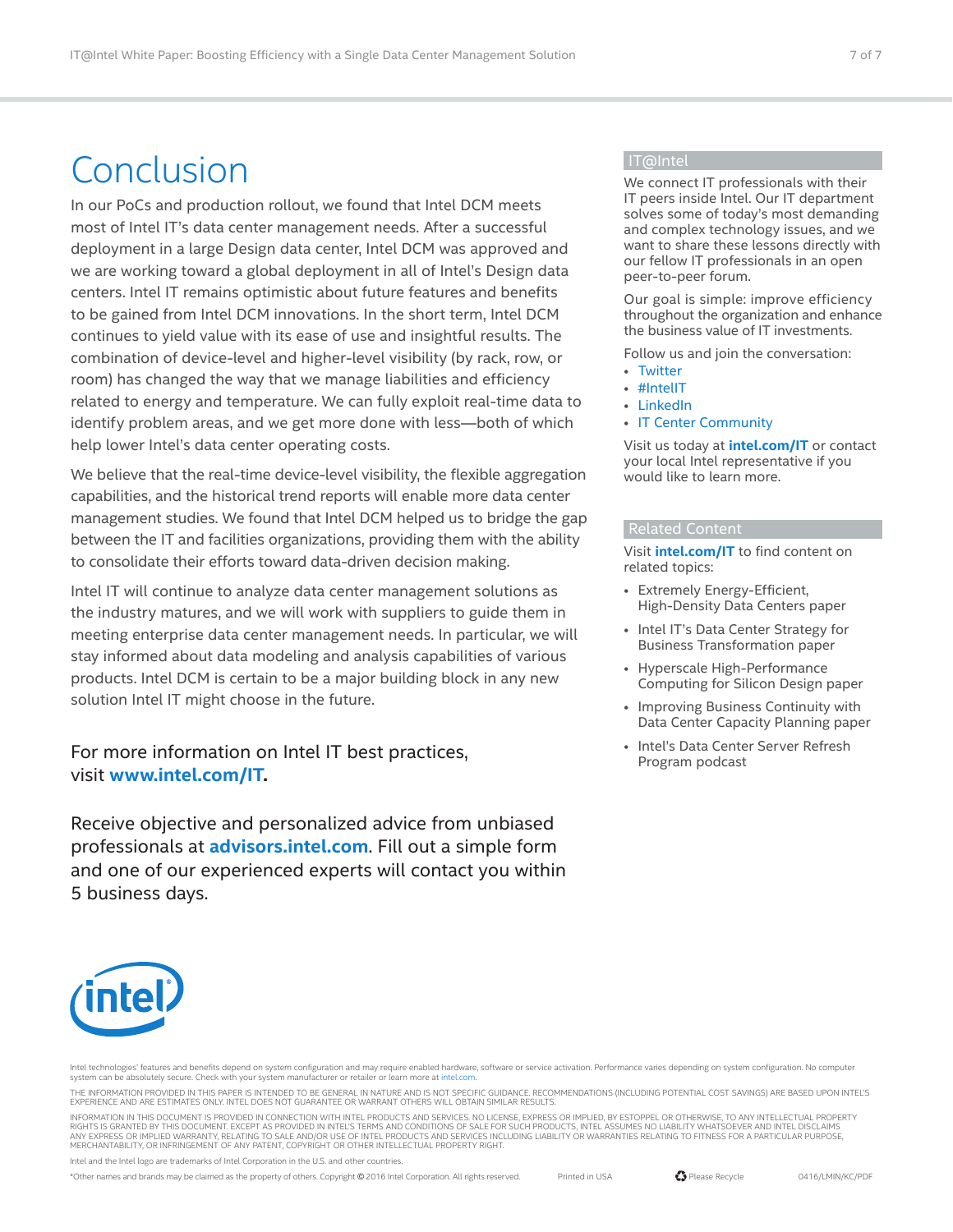# Conclusion

In our PoCs and production rollout, we found that Intel DCM meets most of Intel IT's data center management needs. After a successful deployment in a large Design data center, Intel DCM was approved and we are working toward a global deployment in all of Intel's Design data centers. Intel IT remains optimistic about future features and benefits to be gained from Intel DCM innovations. In the short term, Intel DCM continues to yield value with its ease of use and insightful results. The combination of device-level and higher-level visibility (by rack, row, or room) has changed the way that we manage liabilities and efficiency related to energy and temperature. We can fully exploit real-time data to identify problem areas, and we get more done with less—both of which help lower Intel's data center operating costs.

We believe that the real-time device-level visibility, the flexible aggregation capabilities, and the historical trend reports will enable more data center management studies. We found that Intel DCM helped us to bridge the gap between the IT and facilities organizations, providing them with the ability to consolidate their efforts toward data-driven decision making.

Intel IT will continue to analyze data center management solutions as the industry matures, and we will work with suppliers to guide them in meeting enterprise data center management needs. In particular, we will stay informed about data modeling and analysis capabilities of various products. Intel DCM is certain to be a major building block in any new solution Intel IT might choose in the future.

For more information on Intel IT best practices, visit **www.intel.com/IT**.

Receive objective and personalized advice from unbiased professionals at **advisors.intel.com**. Fill out a simple form and one of our experienced experts will contact you within 5 business days.

## IT@Intel

We connect IT professionals with their IT peers inside Intel. Our IT department solves some of today's most demanding and complex technology issues, and we want to share these lessons directly with our fellow IT professionals in an open peer-to-peer forum.

Our goal is simple: improve efficiency throughout the organization and enhance the business value of IT investments.

Follow us and join the conversation:

- Twitter
- #IntelIT
- LinkedIn
- IT Center Community

Visit us today at **intel.com/IT** or contact your local Intel representative if you would like to learn more.

## Related Content

Visit **intel.com/IT** to find content on related topics:

- Extremely Energy-Efficient, High-Density Data Centers paper
- Intel IT's Data Center Strategy for Business Transformation paper
- Hyperscale High-Performance Computing for Silicon Design paper
- Improving Business Continuity with Data Center Capacity Planning paper
- Intel's Data Center Server Refresh Program podcast

Intel technologies' features and benefits depend on system configuration and may require enabled hardware, software or service activation. Performance varies depending on system configuration. No computer system can be absolutely secure. Check with your system manufacturer or retailer or learn more at intel.com.

THE INFORMATION PROVIDED IN THIS PAPER IS INTENDED TO BE GENERAL IN NATURE AND IS NOT SPECIFIC GUIDANCE. RECOMMENDATIONS (INCLUDING POTENTIAL COST SAVINGS) ARE BASED UPON INTEL'S EXPERIENCE AND ARE ESTIMATES ONLY. INTEL DOES NOT GUARANTEE OR WARRANT OTHERS WILL OBTAIN SIMILAR RESULTS.

INFORMATION IN THIS DOCUMENT IS PROVIDED IN CONNECTION WITH INTEL PRODUCTS AND SERVICES. NO LICENSE, EXPRESS OR IMPLIED, BY ESTOPPEL OR OTHERWISE, TO ANY INTELLECTUAL PROPERTY RIGHTS IS GRANTED BY THIS DOCUMENT. EXCEPT AS PROVIDED IN INTEL'S TERMS AND CONDITIONS OF SALE FOR SUCH PRODUCTS, INTEL ASSUMES NO LIABILITY WHATSOEVER AND INTEL DISCLAIMS ANY EXPRESS OR IMPLIED WARRANTY, RELATING TO SALE AND/OR USE OF INTEL PRODUCTS AND SERVICES INCLUDING LIABILITY OR WARRANTIES RELATING TO FITNESS FOR A PARTICULAR PURPOSE, MERCHANTABILITY, OR INFRINGEMENT OF ANY PATENT, COPYRIGHT OR OTHER INTELLECTUAL PROPERTY RIGHT.

Intel and the Intel logo are trademarks of Intel Corporation in the U.S. and other countries.

*Other names and brands may be claimed as the property of others. Copyright © 2016 Intel Corporation. All rights reserved. Printed in USA Please Recycle 0416/LMIN/KC/PDF